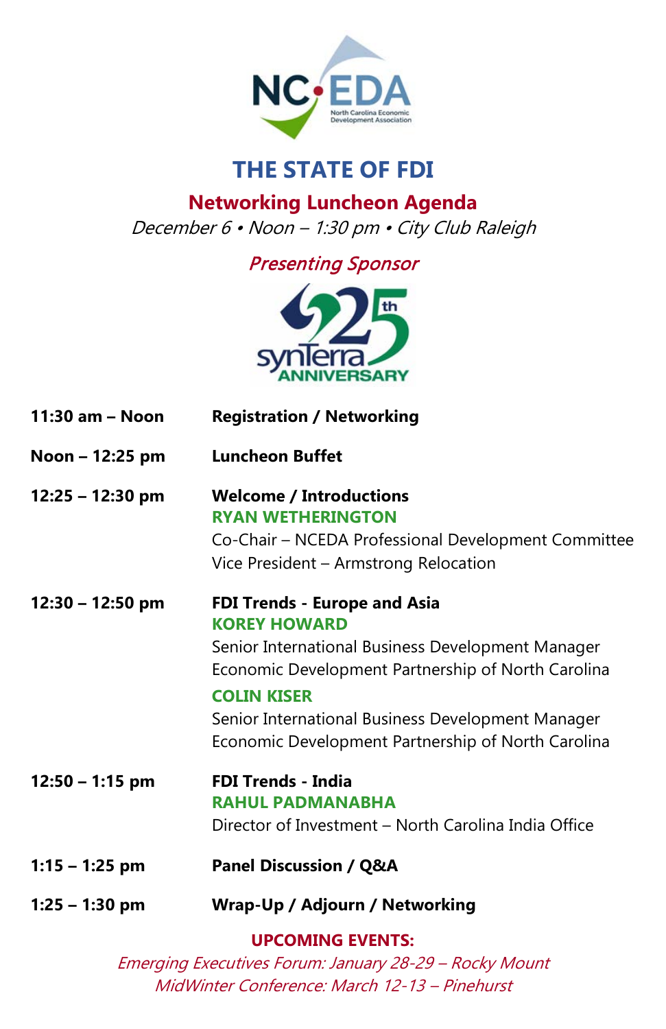NC EDA

North Carolina Economic Development Association

# THE STATE OF FDI

## Networking Luncheon Agenda

*December 6 • Noon – 1:30 pm • City Club Raleigh*

*Presenting Sponsor*

synTerra 25th ANNIVERSARY

| | |
|---|---|
| **11:30 am – Noon** | **Registration / Networking** |
| **Noon – 12:25 pm** | **Luncheon Buffet** |
| **12:25 – 12:30 pm** | **Welcome / Introductions**<br>**RYAN WETHERINGTON**<br>Co-Chair – NCEDA Professional Development Committee<br>Vice President – Armstrong Relocation |
| **12:30 – 12:50 pm** | **FDI Trends - Europe and Asia**<br>**KOREY HOWARD**<br>Senior International Business Development Manager<br>Economic Development Partnership of North Carolina<br>**COLIN KISER**<br>Senior International Business Development Manager<br>Economic Development Partnership of North Carolina |
| **12:50 – 1:15 pm** | **FDI Trends - India**<br>**RAHUL PADMANABHA**<br>Director of Investment – North Carolina India Office |
| **1:15 – 1:25 pm** | **Panel Discussion / Q&A** |
| **1:25 – 1:30 pm** | **Wrap-Up / Adjourn / Networking** |

**UPCOMING EVENTS:**

*Emerging Executives Forum: January 28-29 – Rocky Mount*

*MidWinter Conference: March 12-13 – Pinehurst*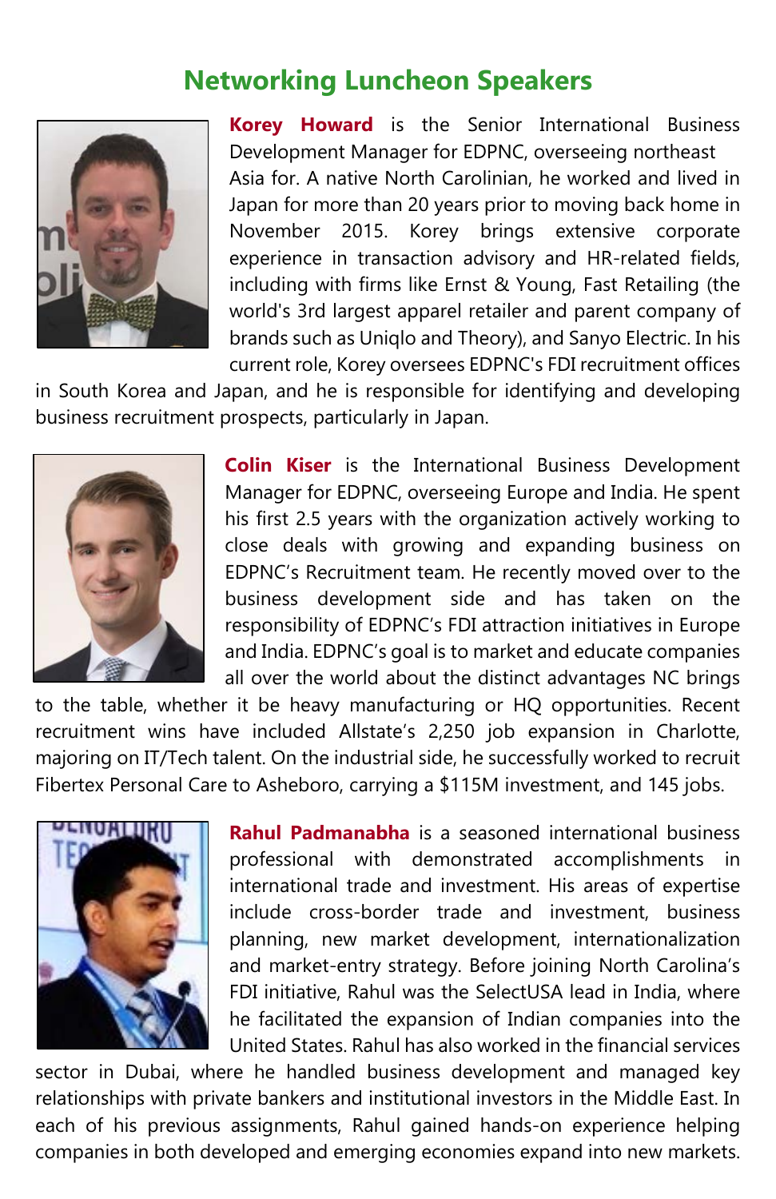## Networking Luncheon Speakers

**Korey Howard** is the Senior International Business Development Manager for EDPNC, overseeing northeast Asia for. A native North Carolinian, he worked and lived in Japan for more than 20 years prior to moving back home in November 2015. Korey brings extensive corporate experience in transaction advisory and HR-related fields, including with firms like Ernst & Young, Fast Retailing (the world's 3rd largest apparel retailer and parent company of brands such as Uniqlo and Theory), and Sanyo Electric. In his current role, Korey oversees EDPNC's FDI recruitment offices in South Korea and Japan, and he is responsible for identifying and developing business recruitment prospects, particularly in Japan.

**Colin Kiser** is the International Business Development Manager for EDPNC, overseeing Europe and India. He spent his first 2.5 years with the organization actively working to close deals with growing and expanding business on EDPNC's Recruitment team. He recently moved over to the business development side and has taken on the responsibility of EDPNC's FDI attraction initiatives in Europe and India. EDPNC's goal is to market and educate companies all over the world about the distinct advantages NC brings to the table, whether it be heavy manufacturing or HQ opportunities. Recent recruitment wins have included Allstate's 2,250 job expansion in Charlotte, majoring on IT/Tech talent. On the industrial side, he successfully worked to recruit Fibertex Personal Care to Asheboro, carrying a $115M investment, and 145 jobs.

**Rahul Padmanabha** is a seasoned international business professional with demonstrated accomplishments in international trade and investment. His areas of expertise include cross-border trade and investment, business planning, new market development, internationalization and market-entry strategy. Before joining North Carolina's FDI initiative, Rahul was the SelectUSA lead in India, where he facilitated the expansion of Indian companies into the United States. Rahul has also worked in the financial services sector in Dubai, where he handled business development and managed key relationships with private bankers and institutional investors in the Middle East. In each of his previous assignments, Rahul gained hands-on experience helping companies in both developed and emerging economies expand into new markets.